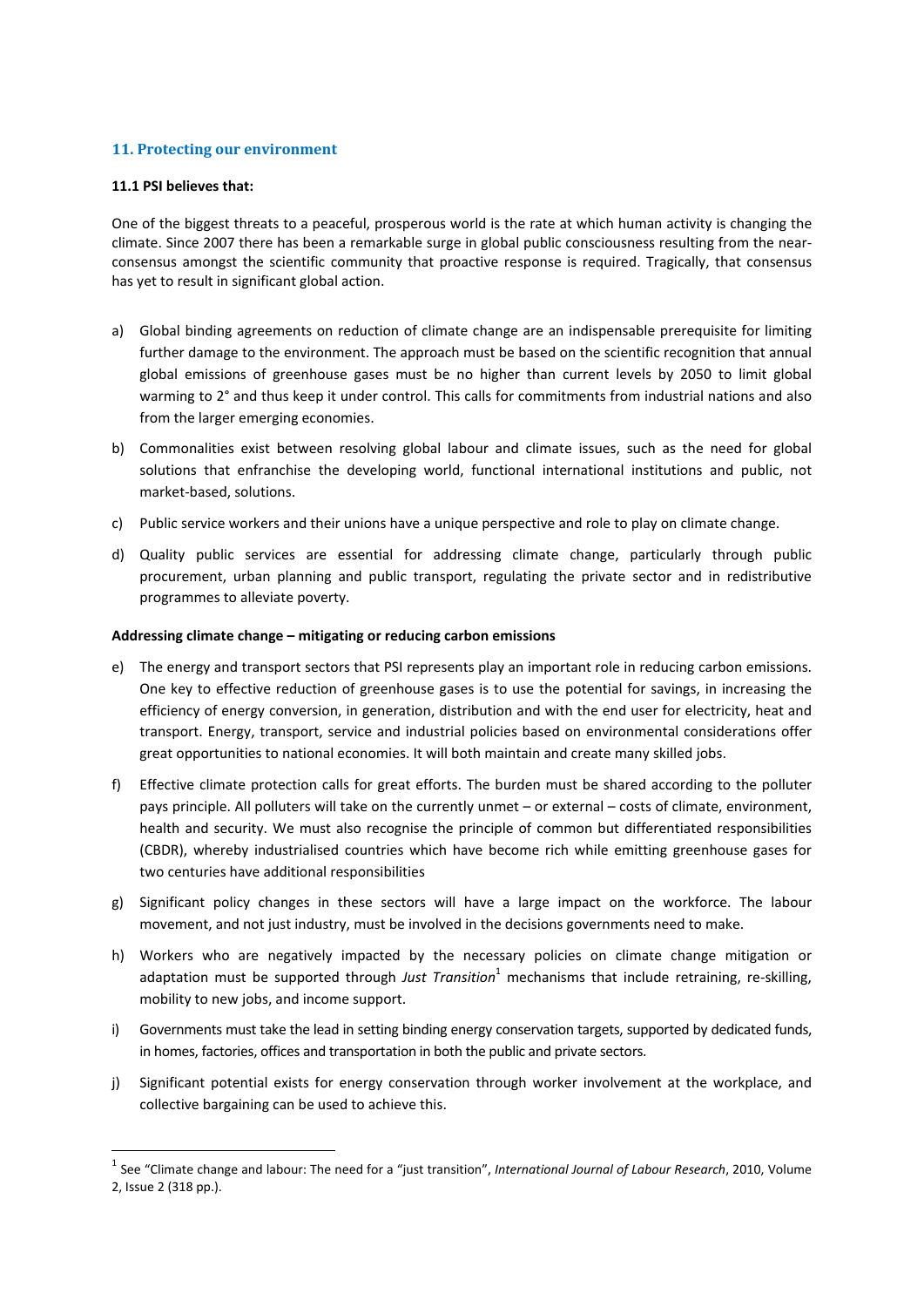## 11. Protecting our environment

**11.1 PSI believes that:**

One of the biggest threats to a peaceful, prosperous world is the rate at which human activity is changing the climate. Since 2007 there has been a remarkable surge in global public consciousness resulting from the near-consensus amongst the scientific community that proactive response is required. Tragically, that consensus has yet to result in significant global action.

a) Global binding agreements on reduction of climate change are an indispensable prerequisite for limiting further damage to the environment. The approach must be based on the scientific recognition that annual global emissions of greenhouse gases must be no higher than current levels by 2050 to limit global warming to 2° and thus keep it under control. This calls for commitments from industrial nations and also from the larger emerging economies.

b) Commonalities exist between resolving global labour and climate issues, such as the need for global solutions that enfranchise the developing world, functional international institutions and public, not market-based, solutions.

c) Public service workers and their unions have a unique perspective and role to play on climate change.

d) Quality public services are essential for addressing climate change, particularly through public procurement, urban planning and public transport, regulating the private sector and in redistributive programmes to alleviate poverty.

**Addressing climate change – mitigating or reducing carbon emissions**

e) The energy and transport sectors that PSI represents play an important role in reducing carbon emissions. One key to effective reduction of greenhouse gases is to use the potential for savings, in increasing the efficiency of energy conversion, in generation, distribution and with the end user for electricity, heat and transport. Energy, transport, service and industrial policies based on environmental considerations offer great opportunities to national economies. It will both maintain and create many skilled jobs.

f) Effective climate protection calls for great efforts. The burden must be shared according to the polluter pays principle. All polluters will take on the currently unmet – or external – costs of climate, environment, health and security. We must also recognise the principle of common but differentiated responsibilities (CBDR), whereby industrialised countries which have become rich while emitting greenhouse gases for two centuries have additional responsibilities

g) Significant policy changes in these sectors will have a large impact on the workforce. The labour movement, and not just industry, must be involved in the decisions governments need to make.

h) Workers who are negatively impacted by the necessary policies on climate change mitigation or adaptation must be supported through *Just Transition*[1] mechanisms that include retraining, re-skilling, mobility to new jobs, and income support.

i) Governments must take the lead in setting binding energy conservation targets, supported by dedicated funds, in homes, factories, offices and transportation in both the public and private sectors.

j) Significant potential exists for energy conservation through worker involvement at the workplace, and collective bargaining can be used to achieve this.

[1] See "Climate change and labour: The need for a "just transition", *International Journal of Labour Research*, 2010, Volume 2, Issue 2 (318 pp.).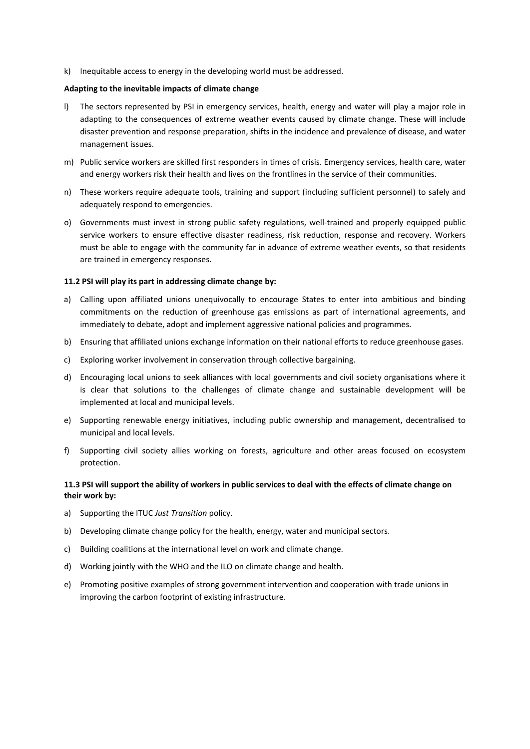k) Inequitable access to energy in the developing world must be addressed.

**Adapting to the inevitable impacts of climate change**

l) The sectors represented by PSI in emergency services, health, energy and water will play a major role in adapting to the consequences of extreme weather events caused by climate change. These will include disaster prevention and response preparation, shifts in the incidence and prevalence of disease, and water management issues.

m) Public service workers are skilled first responders in times of crisis. Emergency services, health care, water and energy workers risk their health and lives on the frontlines in the service of their communities.

n) These workers require adequate tools, training and support (including sufficient personnel) to safely and adequately respond to emergencies.

o) Governments must invest in strong public safety regulations, well-trained and properly equipped public service workers to ensure effective disaster readiness, risk reduction, response and recovery. Workers must be able to engage with the community far in advance of extreme weather events, so that residents are trained in emergency responses.

**11.2 PSI will play its part in addressing climate change by:**

a) Calling upon affiliated unions unequivocally to encourage States to enter into ambitious and binding commitments on the reduction of greenhouse gas emissions as part of international agreements, and immediately to debate, adopt and implement aggressive national policies and programmes.

b) Ensuring that affiliated unions exchange information on their national efforts to reduce greenhouse gases.

c) Exploring worker involvement in conservation through collective bargaining.

d) Encouraging local unions to seek alliances with local governments and civil society organisations where it is clear that solutions to the challenges of climate change and sustainable development will be implemented at local and municipal levels.

e) Supporting renewable energy initiatives, including public ownership and management, decentralised to municipal and local levels.

f) Supporting civil society allies working on forests, agriculture and other areas focused on ecosystem protection.

**11.3 PSI will support the ability of workers in public services to deal with the effects of climate change on their work by:**

a) Supporting the ITUC *Just Transition* policy.

b) Developing climate change policy for the health, energy, water and municipal sectors.

c) Building coalitions at the international level on work and climate change.

d) Working jointly with the WHO and the ILO on climate change and health.

e) Promoting positive examples of strong government intervention and cooperation with trade unions in improving the carbon footprint of existing infrastructure.